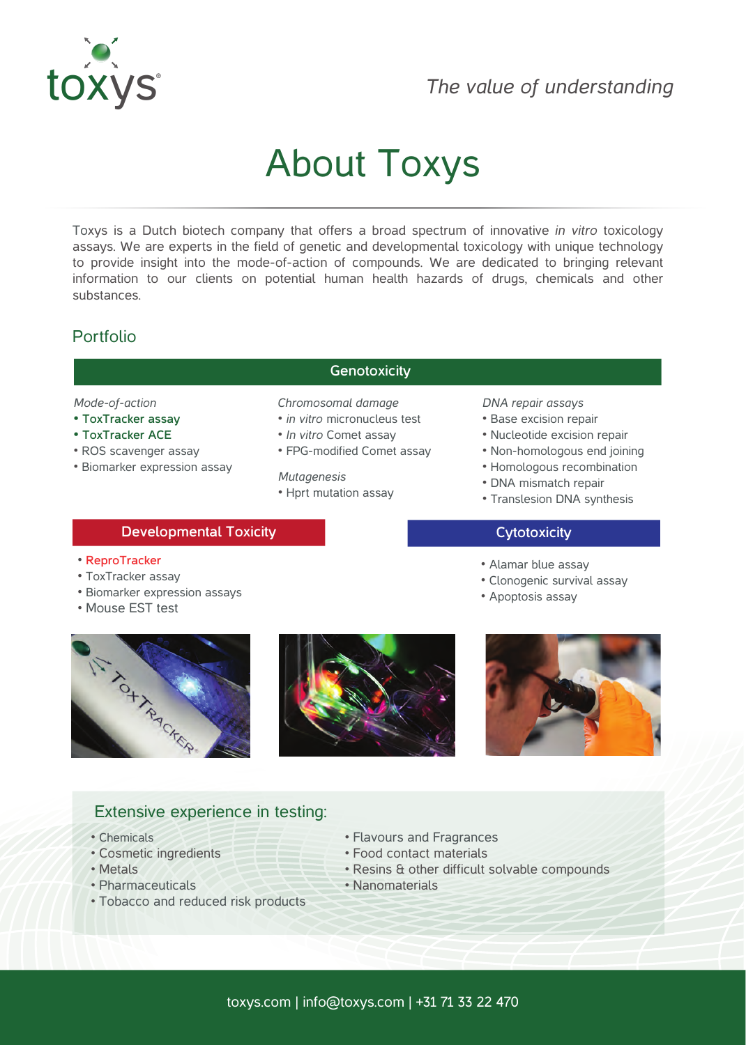toxys®

*The value of understanding*

# About Toxys

Toxys is a Dutch biotech company that offers a broad spectrum of innovative *in vitro* toxicology assays. We are experts in the field of genetic and developmental toxicology with unique technology to provide insight into the mode-of-action of compounds. We are dedicated to bringing relevant information to our clients on potential human health hazards of drugs, chemicals and other substances.

## Portfolio

### Genotoxicity

*Mode-of-action*

- **ToxTracker assay**
- **ToxTracker ACE**
- ROS scavenger assay
- Biomarker expression assay

*Chromosomal damage*

- *in vitro* micronucleus test
- *In vitro* Comet assay
- FPG-modified Comet assay

*Mutagenesis*

- Hprt mutation assay

*DNA repair assays*

- Base excision repair
- Nucleotide excision repair
- Non-homologous end joining
- Homologous recombination
- DNA mismatch repair
- Translesion DNA synthesis

### Developmental Toxicity

- ReproTracker
- ToxTracker assay
- Biomarker expression assays
- Mouse EST test

### Cytotoxicity

- Alamar blue assay
- Clonogenic survival assay
- Apoptosis assay

## Extensive experience in testing:

- Chemicals
- Cosmetic ingredients
- Metals
- Pharmaceuticals
- Tobacco and reduced risk products
- Flavours and Fragrances
- Food contact materials
- Resins & other difficult solvable compounds
- Nanomaterials

toxys.com | info@toxys.com | +31 71 33 22 470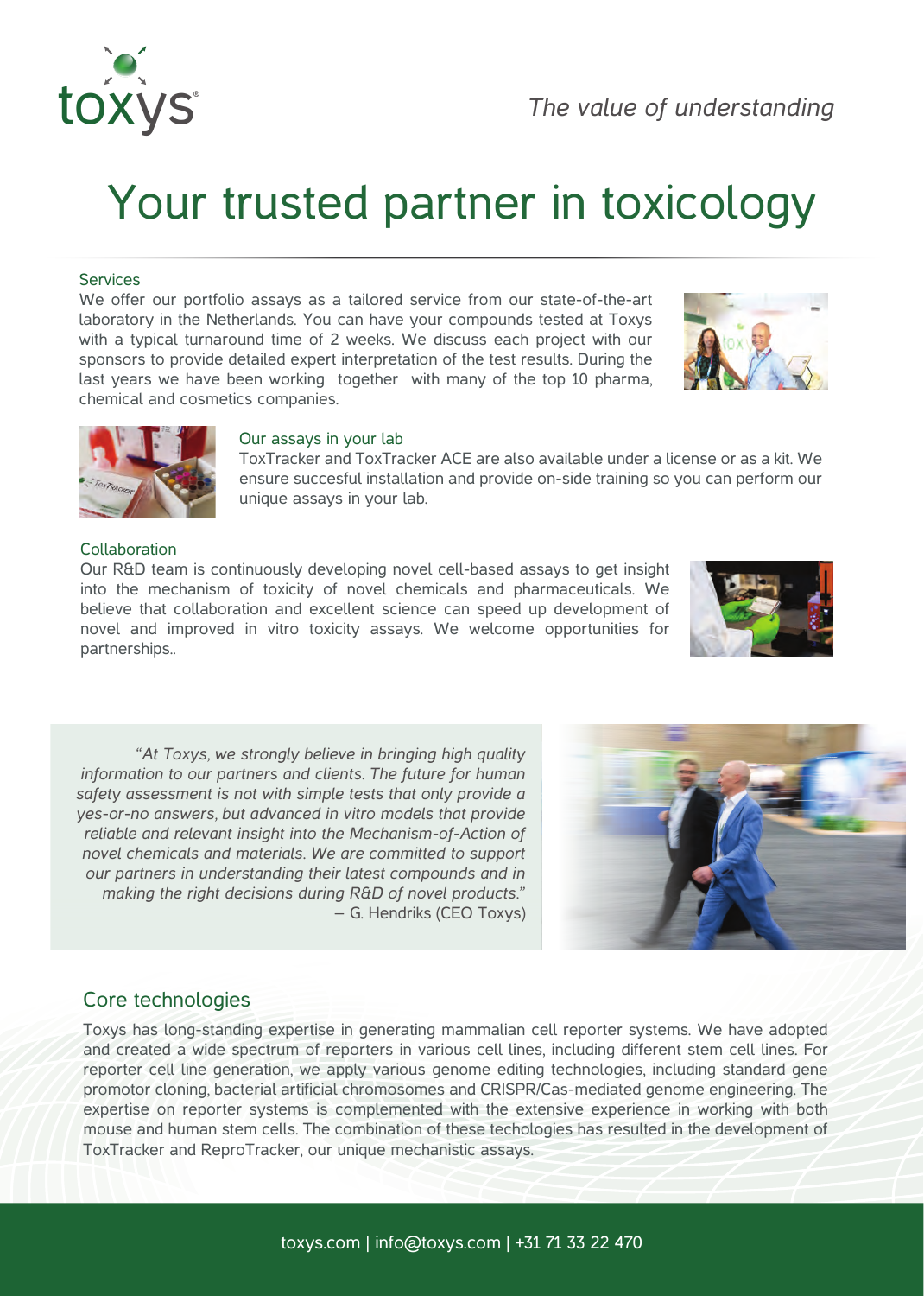toxys

*The value of understanding*

# Your trusted partner in toxicology

## Services

We offer our portfolio assays as a tailored service from our state-of-the-art laboratory in the Netherlands. You can have your compounds tested at Toxys with a typical turnaround time of 2 weeks. We discuss each project with our sponsors to provide detailed expert interpretation of the test results. During the last years we have been working together with many of the top 10 pharma, chemical and cosmetics companies.

## Our assays in your lab

ToxTracker and ToxTracker ACE are also available under a license or as a kit. We ensure succesful installation and provide on-side training so you can perform our unique assays in your lab.

## Collaboration

Our R&D team is continuously developing novel cell-based assays to get insight into the mechanism of toxicity of novel chemicals and pharmaceuticals. We believe that collaboration and excellent science can speed up development of novel and improved in vitro toxicity assays. We welcome opportunities for partnerships..

*"At Toxys, we strongly believe in bringing high quality information to our partners and clients. The future for human safety assessment is not with simple tests that only provide a yes-or-no answers, but advanced in vitro models that provide reliable and relevant insight into the Mechanism-of-Action of novel chemicals and materials. We are committed to support our partners in understanding their latest compounds and in making the right decisions during R&D of novel products."*
– G. Hendriks (CEO Toxys)

## Core technologies

Toxys has long-standing expertise in generating mammalian cell reporter systems. We have adopted and created a wide spectrum of reporters in various cell lines, including different stem cell lines. For reporter cell line generation, we apply various genome editing technologies, including standard gene promotor cloning, bacterial artificial chromosomes and CRISPR/Cas-mediated genome engineering. The expertise on reporter systems is complemented with the extensive experience in working with both mouse and human stem cells. The combination of these techologies has resulted in the development of ToxTracker and ReproTracker, our unique mechanistic assays.

toxys.com | info@toxys.com | +31 71 33 22 470